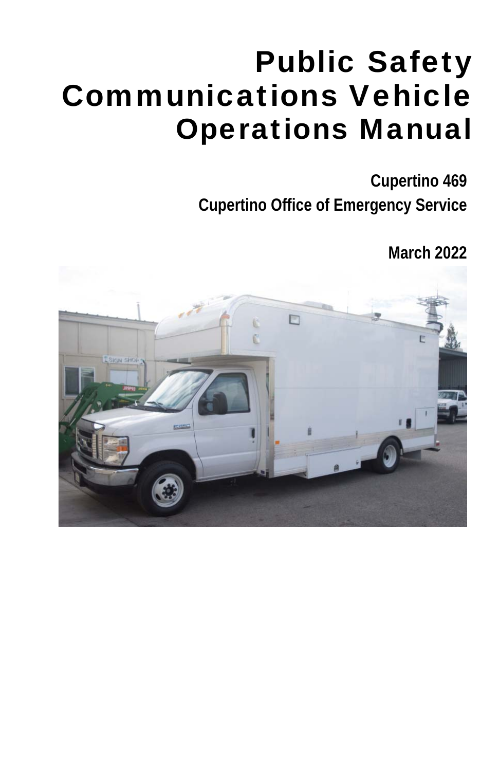# Public Safety Communications Vehicle Operations Manual

**Cupertino 469**

**Cupertino Office of Emergency Service**

**March 2022**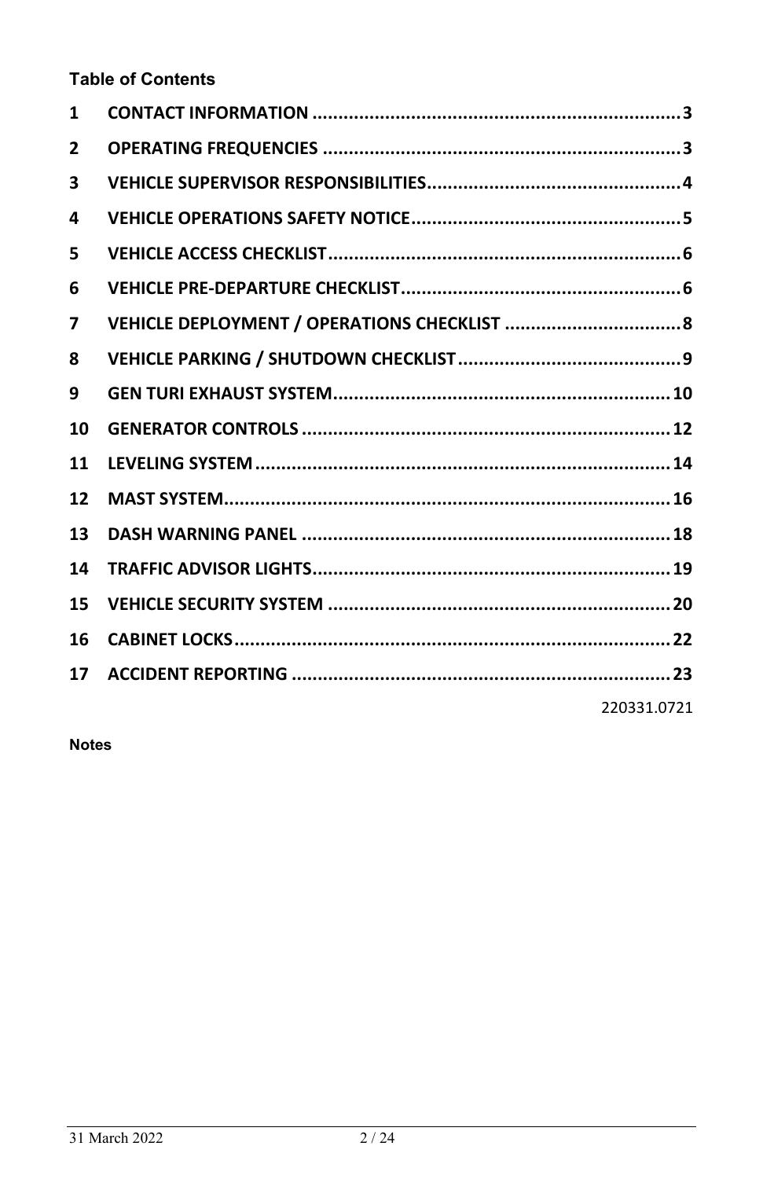**Table of Contents**

| | | |
|---|---|---|
| 1 | CONTACT INFORMATION | 3 |
| 2 | OPERATING FREQUENCIES | 3 |
| 3 | VEHICLE SUPERVISOR RESPONSIBILITIES | 4 |
| 4 | VEHICLE OPERATIONS SAFETY NOTICE | 5 |
| 5 | VEHICLE ACCESS CHECKLIST | 6 |
| 6 | VEHICLE PRE-DEPARTURE CHECKLIST | 6 |
| 7 | VEHICLE DEPLOYMENT / OPERATIONS CHECKLIST | 8 |
| 8 | VEHICLE PARKING / SHUTDOWN CHECKLIST | 9 |
| 9 | GEN TURI EXHAUST SYSTEM | 10 |
| 10 | GENERATOR CONTROLS | 12 |
| 11 | LEVELING SYSTEM | 14 |
| 12 | MAST SYSTEM | 16 |
| 13 | DASH WARNING PANEL | 18 |
| 14 | TRAFFIC ADVISOR LIGHTS | 19 |
| 15 | VEHICLE SECURITY SYSTEM | 20 |
| 16 | CABINET LOCKS | 22 |
| 17 | ACCIDENT REPORTING | 23 |

220331.0721

**Notes**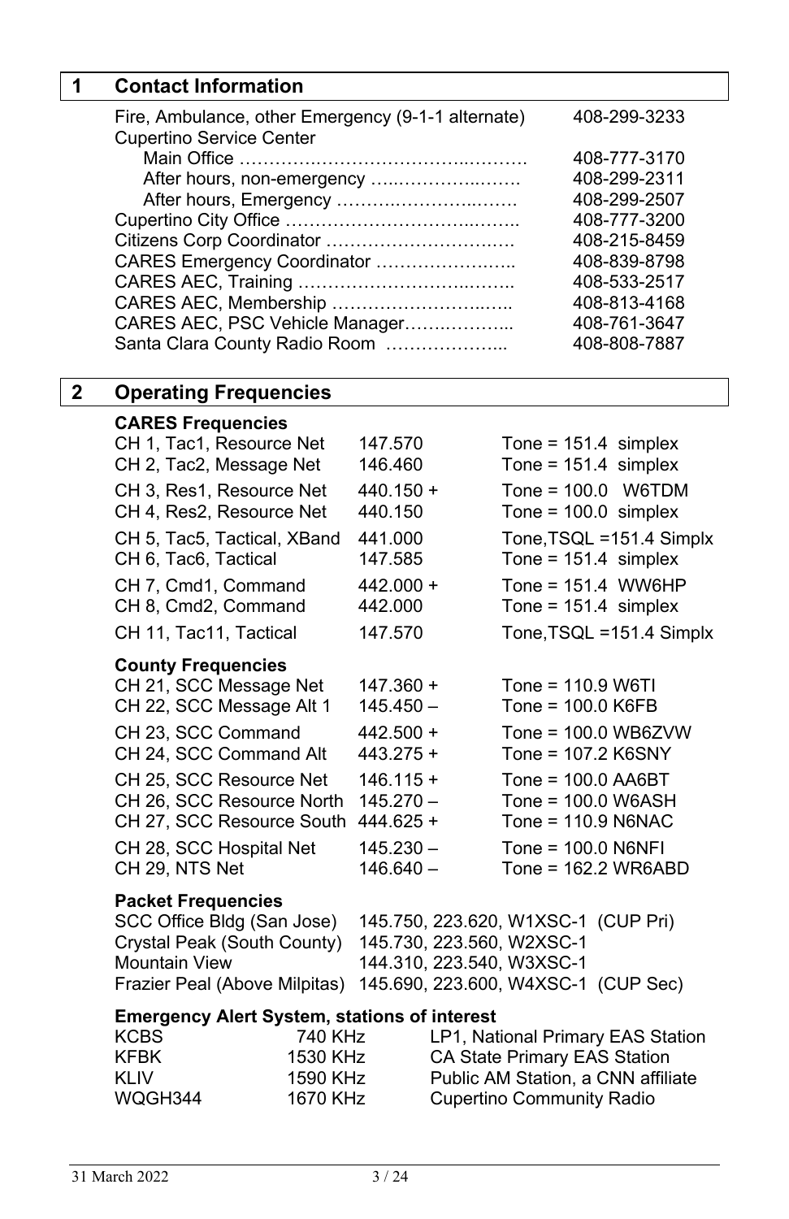## 1 Contact Information

| | |
|---|---|
| Fire, Ambulance, other Emergency (9-1-1 alternate) | 408-299-3233 |
| Cupertino Service Center | |
| Main Office | 408-777-3170 |
| After hours, non-emergency | 408-299-2311 |
| After hours, Emergency | 408-299-2507 |
| Cupertino City Office | 408-777-3200 |
| Citizens Corp Coordinator | 408-215-8459 |
| CARES Emergency Coordinator | 408-839-8798 |
| CARES AEC, Training | 408-533-2517 |
| CARES AEC, Membership | 408-813-4168 |
| CARES AEC, PSC Vehicle Manager | 408-761-3647 |
| Santa Clara County Radio Room | 408-808-7887 |

## 2 Operating Frequencies

**CARES Frequencies**

| | | |
|---|---|---|
| CH 1, Tac1, Resource Net | 147.570 | Tone = 151.4 simplex |
| CH 2, Tac2, Message Net | 146.460 | Tone = 151.4 simplex |
| CH 3, Res1, Resource Net | 440.150 + | Tone = 100.0 W6TDM |
| CH 4, Res2, Resource Net | 440.150 | Tone = 100.0 simplex |
| CH 5, Tac5, Tactical, XBand | 441.000 | Tone,TSQL =151.4 Simplx |
| CH 6, Tac6, Tactical | 147.585 | Tone = 151.4 simplex |
| CH 7, Cmd1, Command | 442.000 + | Tone = 151.4 WW6HP |
| CH 8, Cmd2, Command | 442.000 | Tone = 151.4 simplex |
| CH 11, Tac11, Tactical | 147.570 | Tone,TSQL =151.4 Simplx |

**County Frequencies**

| | | |
|---|---|---|
| CH 21, SCC Message Net | 147.360 + | Tone = 110.9 W6TI |
| CH 22, SCC Message Alt 1 | 145.450 – | Tone = 100.0 K6FB |
| CH 23, SCC Command | 442.500 + | Tone = 100.0 WB6ZVW |
| CH 24, SCC Command Alt | 443.275 + | Tone = 107.2 K6SNY |
| CH 25, SCC Resource Net | 146.115 + | Tone = 100.0 AA6BT |
| CH 26, SCC Resource North | 145.270 – | Tone = 100.0 W6ASH |
| CH 27, SCC Resource South | 444.625 + | Tone = 110.9 N6NAC |
| CH 28, SCC Hospital Net | 145.230 – | Tone = 100.0 N6NFI |
| CH 29, NTS Net | 146.640 – | Tone = 162.2 WR6ABD |

**Packet Frequencies**

| | |
|---|---|
| SCC Office Bldg (San Jose) | 145.750, 223.620, W1XSC-1 (CUP Pri) |
| Crystal Peak (South County) | 145.730, 223.560, W2XSC-1 |
| Mountain View | 144.310, 223.540, W3XSC-1 |
| Frazier Peal (Above Milpitas) | 145.690, 223.600, W4XSC-1 (CUP Sec) |

**Emergency Alert System, stations of interest**

| | | |
|---|---|---|
| KCBS | 740 KHz | LP1, National Primary EAS Station |
| KFBK | 1530 KHz | CA State Primary EAS Station |
| KLIV | 1590 KHz | Public AM Station, a CNN affiliate |
| WQGH344 | 1670 KHz | Cupertino Community Radio |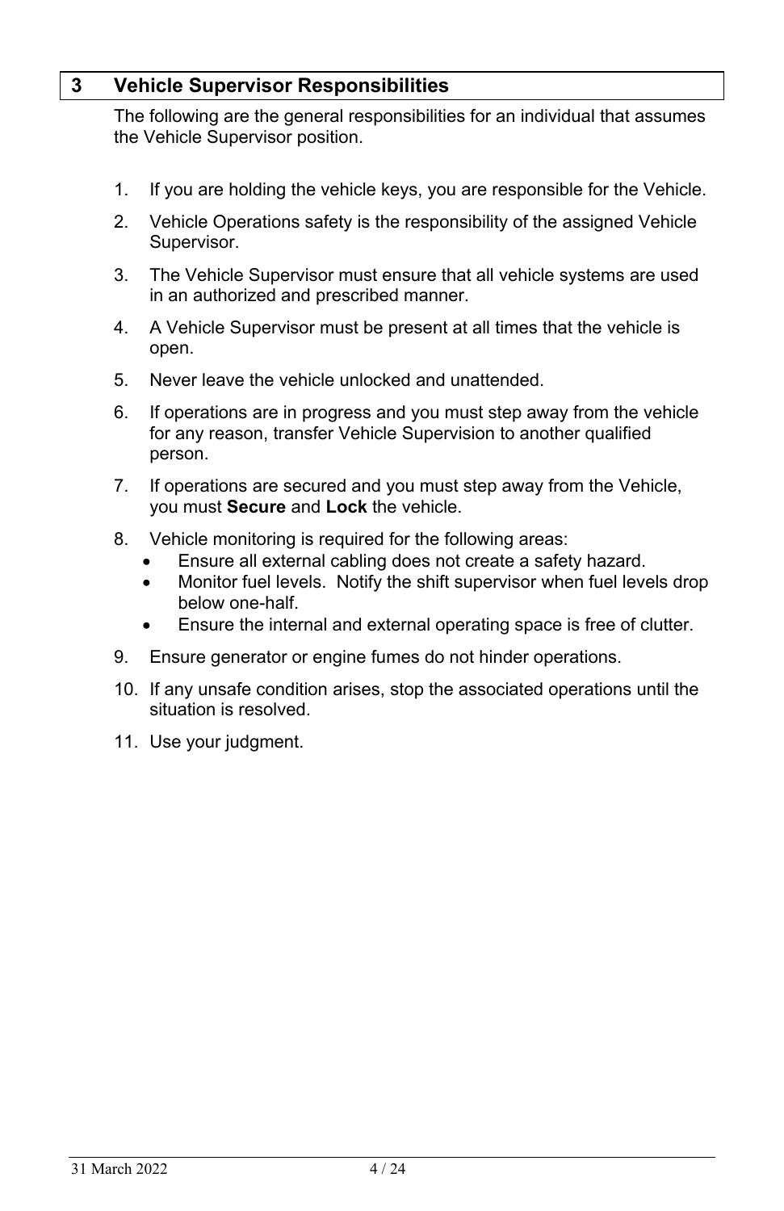## 3 Vehicle Supervisor Responsibilities

The following are the general responsibilities for an individual that assumes the Vehicle Supervisor position.

1. If you are holding the vehicle keys, you are responsible for the Vehicle.
2. Vehicle Operations safety is the responsibility of the assigned Vehicle Supervisor.
3. The Vehicle Supervisor must ensure that all vehicle systems are used in an authorized and prescribed manner.
4. A Vehicle Supervisor must be present at all times that the vehicle is open.
5. Never leave the vehicle unlocked and unattended.
6. If operations are in progress and you must step away from the vehicle for any reason, transfer Vehicle Supervision to another qualified person.
7. If operations are secured and you must step away from the Vehicle, you must **Secure** and **Lock** the vehicle.
8. Vehicle monitoring is required for the following areas:
   - Ensure all external cabling does not create a safety hazard.
   - Monitor fuel levels. Notify the shift supervisor when fuel levels drop below one-half.
   - Ensure the internal and external operating space is free of clutter.
9. Ensure generator or engine fumes do not hinder operations.
10. If any unsafe condition arises, stop the associated operations until the situation is resolved.
11. Use your judgment.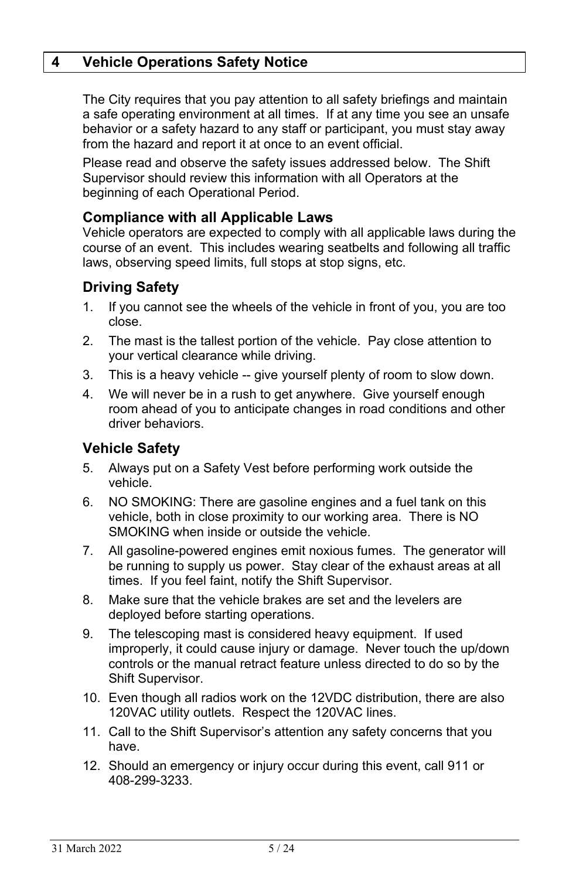# 4 Vehicle Operations Safety Notice

The City requires that you pay attention to all safety briefings and maintain a safe operating environment at all times. If at any time you see an unsafe behavior or a safety hazard to any staff or participant, you must stay away from the hazard and report it at once to an event official.

Please read and observe the safety issues addressed below. The Shift Supervisor should review this information with all Operators at the beginning of each Operational Period.

### Compliance with all Applicable Laws

Vehicle operators are expected to comply with all applicable laws during the course of an event. This includes wearing seatbelts and following all traffic laws, observing speed limits, full stops at stop signs, etc.

### Driving Safety

1. If you cannot see the wheels of the vehicle in front of you, you are too close.
2. The mast is the tallest portion of the vehicle. Pay close attention to your vertical clearance while driving.
3. This is a heavy vehicle -- give yourself plenty of room to slow down.
4. We will never be in a rush to get anywhere. Give yourself enough room ahead of you to anticipate changes in road conditions and other driver behaviors.

### Vehicle Safety

5. Always put on a Safety Vest before performing work outside the vehicle.
6. NO SMOKING: There are gasoline engines and a fuel tank on this vehicle, both in close proximity to our working area. There is NO SMOKING when inside or outside the vehicle.
7. All gasoline-powered engines emit noxious fumes. The generator will be running to supply us power. Stay clear of the exhaust areas at all times. If you feel faint, notify the Shift Supervisor.
8. Make sure that the vehicle brakes are set and the levelers are deployed before starting operations.
9. The telescoping mast is considered heavy equipment. If used improperly, it could cause injury or damage. Never touch the up/down controls or the manual retract feature unless directed to do so by the Shift Supervisor.
10. Even though all radios work on the 12VDC distribution, there are also 120VAC utility outlets. Respect the 120VAC lines.
11. Call to the Shift Supervisor's attention any safety concerns that you have.
12. Should an emergency or injury occur during this event, call 911 or 408-299-3233.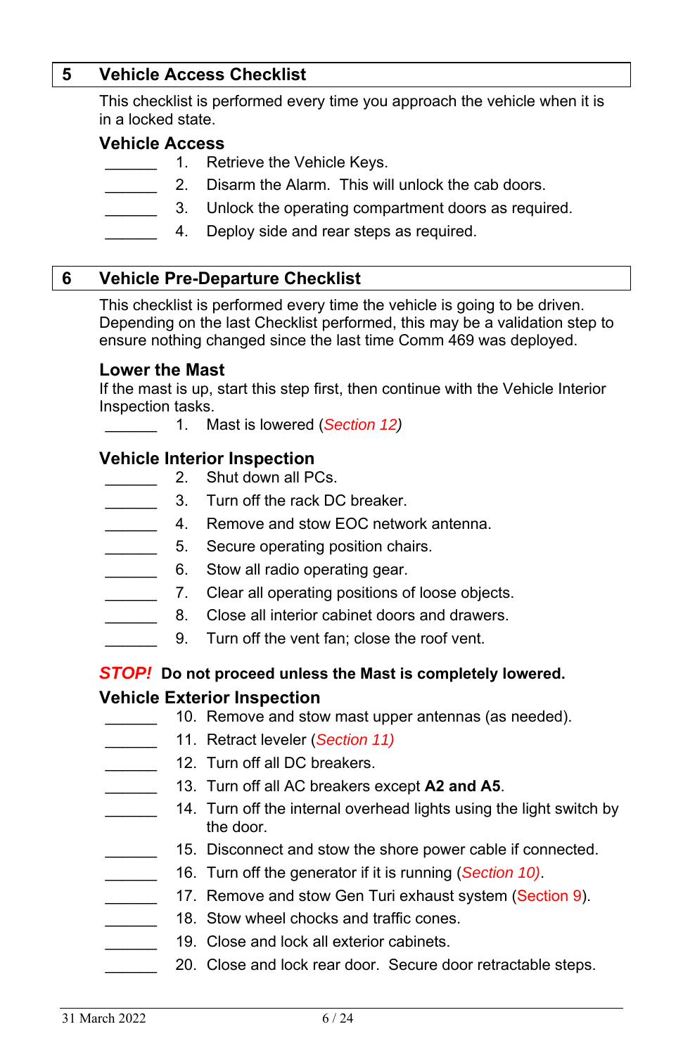## 5 Vehicle Access Checklist

This checklist is performed every time you approach the vehicle when it is in a locked state.

### Vehicle Access

_______ 1. Retrieve the Vehicle Keys.

_______ 2. Disarm the Alarm. This will unlock the cab doors.

_______ 3. Unlock the operating compartment doors as required.

_______ 4. Deploy side and rear steps as required.

## 6 Vehicle Pre-Departure Checklist

This checklist is performed every time the vehicle is going to be driven. Depending on the last Checklist performed, this may be a validation step to ensure nothing changed since the last time Comm 469 was deployed.

### Lower the Mast

If the mast is up, start this step first, then continue with the Vehicle Interior Inspection tasks.

_______ 1. Mast is lowered (*Section 12*)

### Vehicle Interior Inspection

_______ 2. Shut down all PCs.

_______ 3. Turn off the rack DC breaker.

_______ 4. Remove and stow EOC network antenna.

_______ 5. Secure operating position chairs.

_______ 6. Stow all radio operating gear.

_______ 7. Clear all operating positions of loose objects.

_______ 8. Close all interior cabinet doors and drawers.

_______ 9. Turn off the vent fan; close the roof vent.

***STOP!*** **Do not proceed unless the Mast is completely lowered.**

### Vehicle Exterior Inspection

_______ 10. Remove and stow mast upper antennas (as needed).

_______ 11. Retract leveler (*Section 11)*

_______ 12. Turn off all DC breakers.

_______ 13. Turn off all AC breakers except **A2 and A5**.

_______ 14. Turn off the internal overhead lights using the light switch by the door.

_______ 15. Disconnect and stow the shore power cable if connected.

_______ 16. Turn off the generator if it is running (*Section 10)*.

_______ 17. Remove and stow Gen Turi exhaust system (Section 9).

_______ 18. Stow wheel chocks and traffic cones.

_______ 19. Close and lock all exterior cabinets.

_______ 20. Close and lock rear door. Secure door retractable steps.

31 March 2022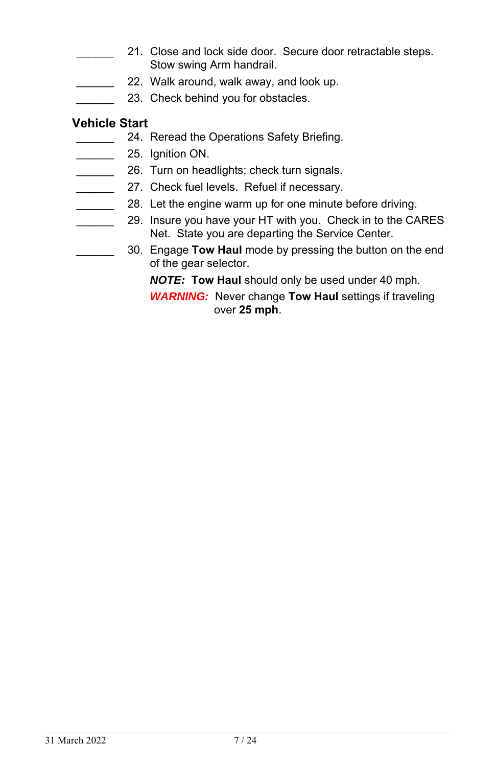______ 21. Close and lock side door. Secure door retractable steps. Stow swing Arm handrail.

______ 22. Walk around, walk away, and look up.

______ 23. Check behind you for obstacles.

### Vehicle Start

______ 24. Reread the Operations Safety Briefing.

______ 25. Ignition ON.

______ 26. Turn on headlights; check turn signals.

______ 27. Check fuel levels. Refuel if necessary.

______ 28. Let the engine warm up for one minute before driving.

______ 29. Insure you have your HT with you. Check in to the CARES Net. State you are departing the Service Center.

______ 30. Engage **Tow Haul** mode by pressing the button on the end of the gear selector.

***NOTE:*** **Tow Haul** should only be used under 40 mph.

***WARNING:*** Never change **Tow Haul** settings if traveling over **25 mph**.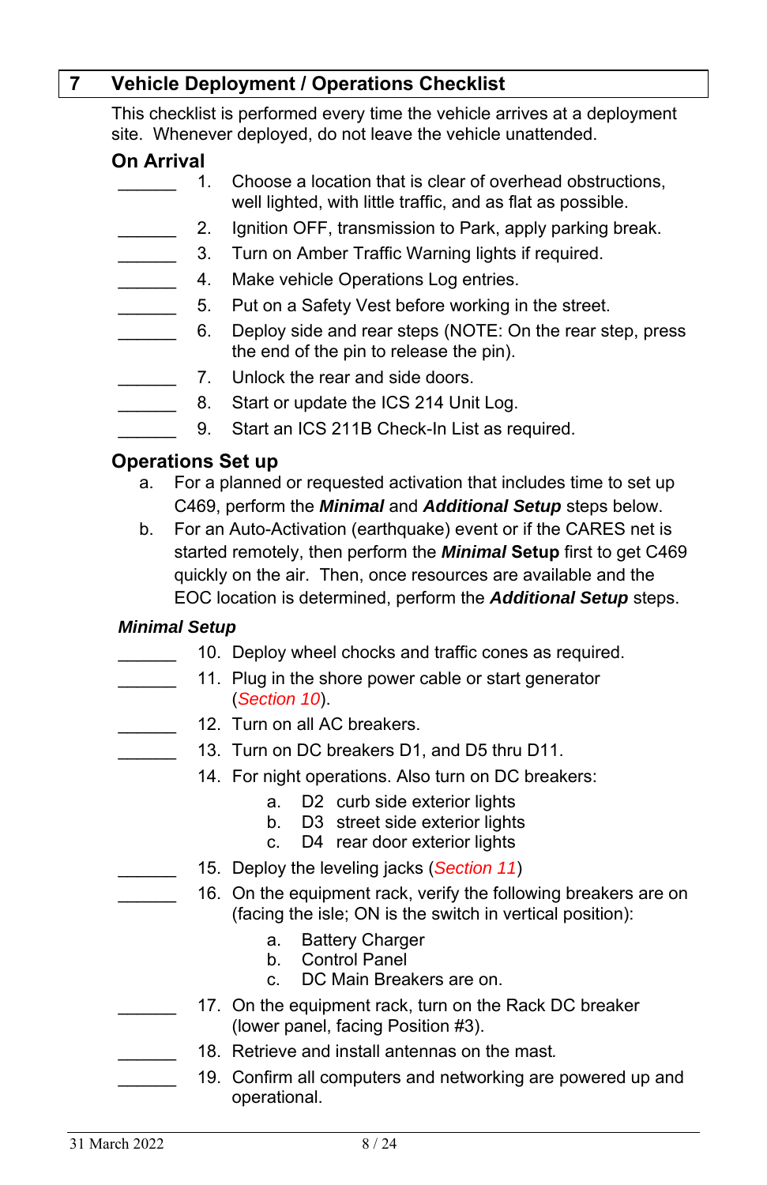## 7 Vehicle Deployment / Operations Checklist

This checklist is performed every time the vehicle arrives at a deployment site. Whenever deployed, do not leave the vehicle unattended.

### On Arrival

______ 1. Choose a location that is clear of overhead obstructions, well lighted, with little traffic, and as flat as possible.

______ 2. Ignition OFF, transmission to Park, apply parking break.

______ 3. Turn on Amber Traffic Warning lights if required.

______ 4. Make vehicle Operations Log entries.

______ 5. Put on a Safety Vest before working in the street.

______ 6. Deploy side and rear steps (NOTE: On the rear step, press the end of the pin to release the pin).

______ 7. Unlock the rear and side doors.

______ 8. Start or update the ICS 214 Unit Log.

______ 9. Start an ICS 211B Check-In List as required.

### Operations Set up

a. For a planned or requested activation that includes time to set up C469, perform the ***Minimal*** and ***Additional Setup*** steps below.

b. For an Auto-Activation (earthquake) event or if the CARES net is started remotely, then perform the ***Minimal* Setup** first to get C469 quickly on the air. Then, once resources are available and the EOC location is determined, perform the ***Additional Setup*** steps.

#### *Minimal Setup*

______ 10. Deploy wheel chocks and traffic cones as required.

______ 11. Plug in the shore power cable or start generator (*Section 10*).

______ 12. Turn on all AC breakers.

______ 13. Turn on DC breakers D1, and D5 thru D11.

14. For night operations. Also turn on DC breakers:
    - a. D2 curb side exterior lights
    - b. D3 street side exterior lights
    - c. D4 rear door exterior lights

______ 15. Deploy the leveling jacks (*Section 11*)

______ 16. On the equipment rack, verify the following breakers are on (facing the isle; ON is the switch in vertical position):
    - a. Battery Charger
    - b. Control Panel
    - c. DC Main Breakers are on.

______ 17. On the equipment rack, turn on the Rack DC breaker (lower panel, facing Position #3).

______ 18. Retrieve and install antennas on the mast.

______ 19. Confirm all computers and networking are powered up and operational.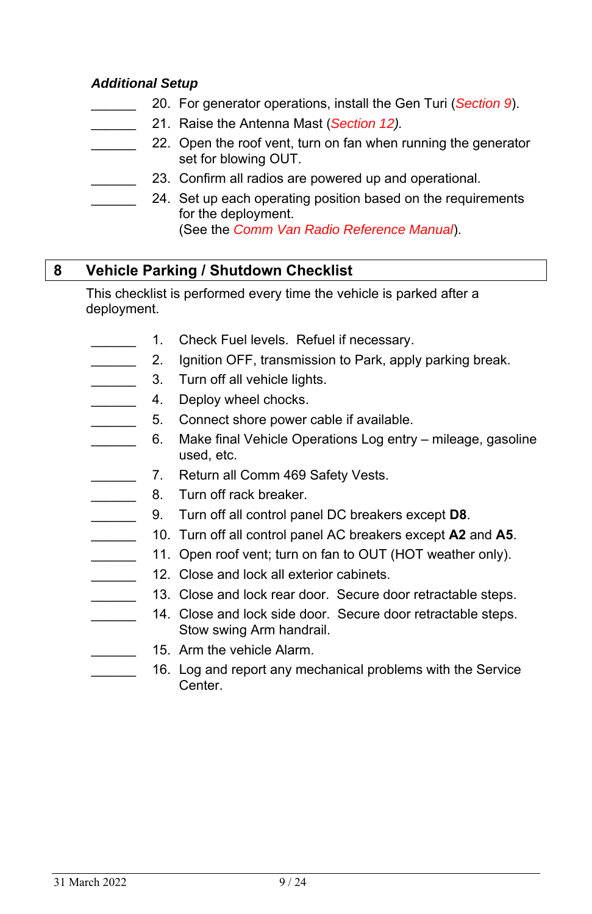***Additional Setup***

_______ 20. For generator operations, install the Gen Turi (*Section 9*).

_______ 21. Raise the Antenna Mast (*Section 12*).

_______ 22. Open the roof vent, turn on fan when running the generator set for blowing OUT.

_______ 23. Confirm all radios are powered up and operational.

_______ 24. Set up each operating position based on the requirements for the deployment.
(See the *Comm Van Radio Reference Manual*).

## 8 Vehicle Parking / Shutdown Checklist

This checklist is performed every time the vehicle is parked after a deployment.

_______ 1. Check Fuel levels. Refuel if necessary.

_______ 2. Ignition OFF, transmission to Park, apply parking break.

_______ 3. Turn off all vehicle lights.

_______ 4. Deploy wheel chocks.

_______ 5. Connect shore power cable if available.

_______ 6. Make final Vehicle Operations Log entry – mileage, gasoline used, etc.

_______ 7. Return all Comm 469 Safety Vests.

_______ 8. Turn off rack breaker.

_______ 9. Turn off all control panel DC breakers except **D8**.

_______ 10. Turn off all control panel AC breakers except **A2** and **A5**.

_______ 11. Open roof vent; turn on fan to OUT (HOT weather only).

_______ 12. Close and lock all exterior cabinets.

_______ 13. Close and lock rear door. Secure door retractable steps.

_______ 14. Close and lock side door. Secure door retractable steps. Stow swing Arm handrail.

_______ 15. Arm the vehicle Alarm.

_______ 16. Log and report any mechanical problems with the Service Center.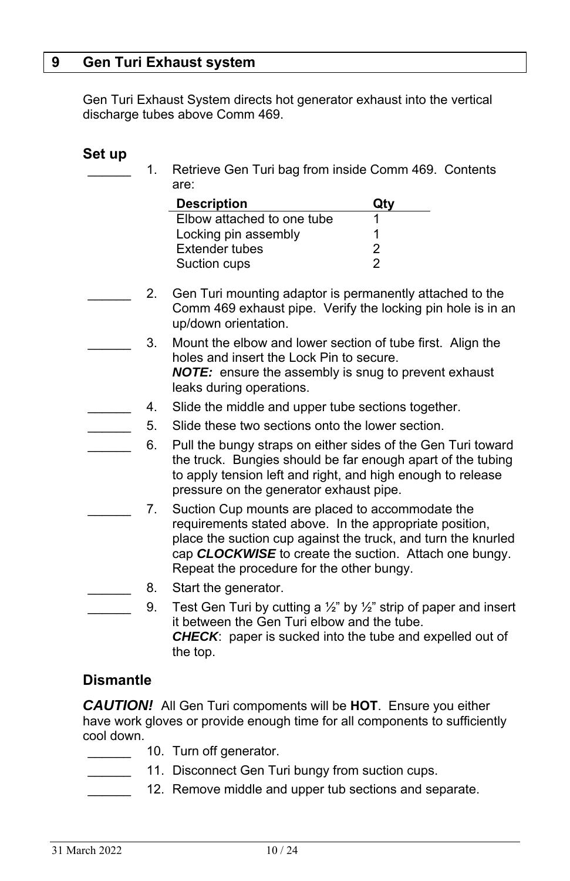# 9 Gen Turi Exhaust system

Gen Turi Exhaust System directs hot generator exhaust into the vertical discharge tubes above Comm 469.

## Set up

______ 1. Retrieve Gen Turi bag from inside Comm 469. Contents are:

| Description | Qty |
|---|---|
| Elbow attached to one tube | 1 |
| Locking pin assembly | 1 |
| Extender tubes | 2 |
| Suction cups | 2 |

______ 2. Gen Turi mounting adaptor is permanently attached to the Comm 469 exhaust pipe. Verify the locking pin hole is in an up/down orientation.

______ 3. Mount the elbow and lower section of tube first. Align the holes and insert the Lock Pin to secure.
***NOTE:*** ensure the assembly is snug to prevent exhaust leaks during operations.

______ 4. Slide the middle and upper tube sections together.

______ 5. Slide these two sections onto the lower section.

______ 6. Pull the bungy straps on either sides of the Gen Turi toward the truck. Bungies should be far enough apart of the tubing to apply tension left and right, and high enough to release pressure on the generator exhaust pipe.

______ 7. Suction Cup mounts are placed to accommodate the requirements stated above. In the appropriate position, place the suction cup against the truck, and turn the knurled cap ***CLOCKWISE*** to create the suction. Attach one bungy. Repeat the procedure for the other bungy.

______ 8. Start the generator.

______ 9. Test Gen Turi by cutting a ½" by ½" strip of paper and insert it between the Gen Turi elbow and the tube.
***CHECK***: paper is sucked into the tube and expelled out of the top.

## Dismantle

***CAUTION!*** All Gen Turi compoments will be **HOT**. Ensure you either have work gloves or provide enough time for all components to sufficiently cool down.

______ 10. Turn off generator.

______ 11. Disconnect Gen Turi bungy from suction cups.

______ 12. Remove middle and upper tub sections and separate.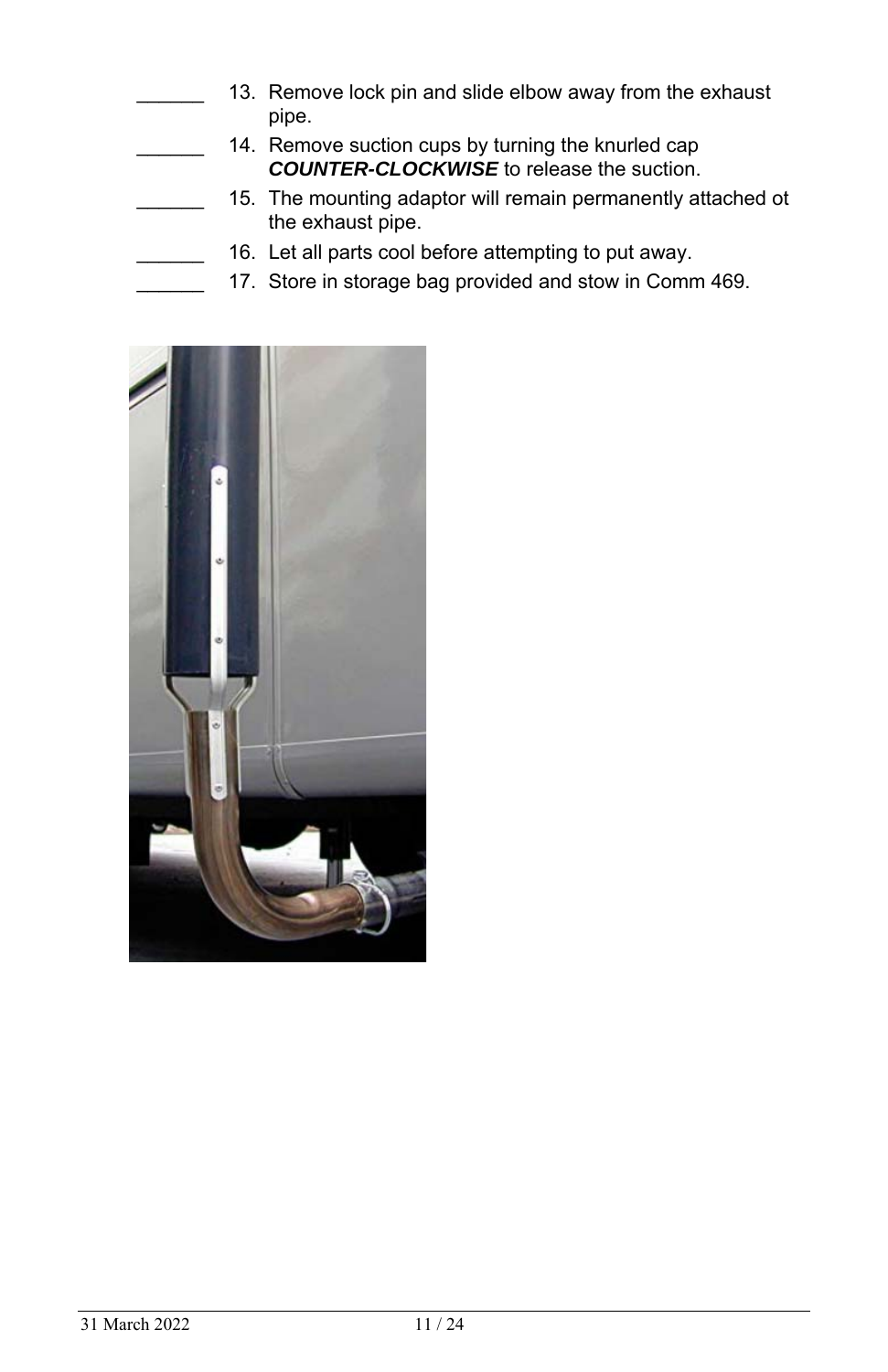\_\_\_\_\_\_ 13. Remove lock pin and slide elbow away from the exhaust pipe.

\_\_\_\_\_\_ 14. Remove suction cups by turning the knurled cap ***COUNTER-CLOCKWISE*** to release the suction.

\_\_\_\_\_\_ 15. The mounting adaptor will remain permanently attached ot the exhaust pipe.

\_\_\_\_\_\_ 16. Let all parts cool before attempting to put away.

\_\_\_\_\_\_ 17. Store in storage bag provided and stow in Comm 469.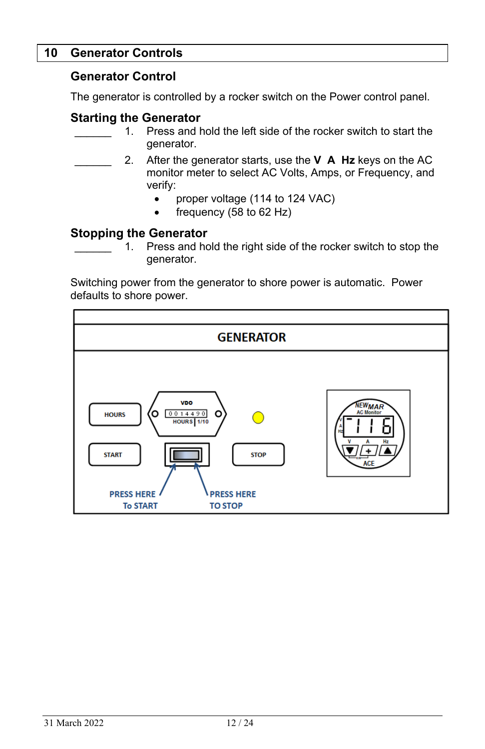## 10 Generator Controls

### Generator Control

The generator is controlled by a rocker switch on the Power control panel.

### Starting the Generator

_______ 1. Press and hold the left side of the rocker switch to start the generator.

_______ 2. After the generator starts, use the **V A Hz** keys on the AC monitor meter to select AC Volts, Amps, or Frequency, and verify:

- proper voltage (114 to 124 VAC)
- frequency (58 to 62 Hz)

### Stopping the Generator

_______ 1. Press and hold the right side of the rocker switch to stop the generator.

Switching power from the generator to shore power is automatic. Power defaults to shore power.

GENERATOR

HOURS | VDO 0 0 1 4 4 9 0 HOURS 1/10 | START | STOP | NEWMAR AC Monitor 116 V A Hz ACE

PRESS HERE To START

PRESS HERE TO STOP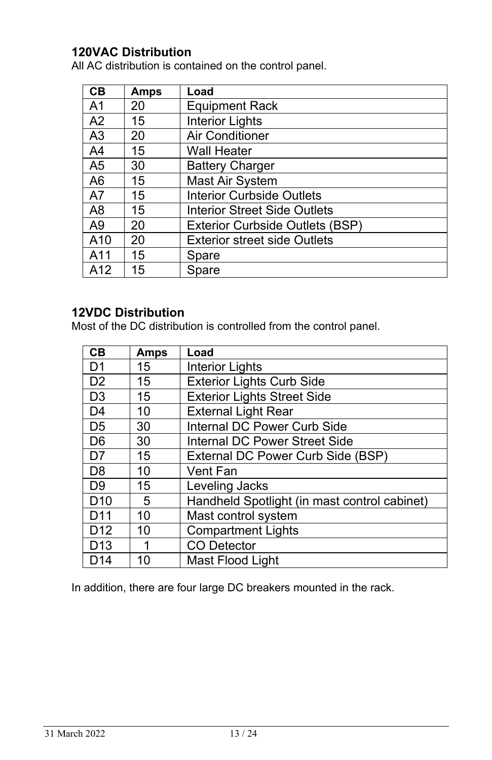## 120VAC Distribution

All AC distribution is contained on the control panel.

| CB | Amps | Load |
|---|---|---|
| A1 | 20 | Equipment Rack |
| A2 | 15 | Interior Lights |
| A3 | 20 | Air Conditioner |
| A4 | 15 | Wall Heater |
| A5 | 30 | Battery Charger |
| A6 | 15 | Mast Air System |
| A7 | 15 | Interior Curbside Outlets |
| A8 | 15 | Interior Street Side Outlets |
| A9 | 20 | Exterior Curbside Outlets (BSP) |
| A10 | 20 | Exterior street side Outlets |
| A11 | 15 | Spare |
| A12 | 15 | Spare |

## 12VDC Distribution

Most of the DC distribution is controlled from the control panel.

| CB | Amps | Load |
|---|---|---|
| D1 | 15 | Interior Lights |
| D2 | 15 | Exterior Lights Curb Side |
| D3 | 15 | Exterior Lights Street Side |
| D4 | 10 | External Light Rear |
| D5 | 30 | Internal DC Power Curb Side |
| D6 | 30 | Internal DC Power Street Side |
| D7 | 15 | External DC Power Curb Side (BSP) |
| D8 | 10 | Vent Fan |
| D9 | 15 | Leveling Jacks |
| D10 | 5 | Handheld Spotlight (in mast control cabinet) |
| D11 | 10 | Mast control system |
| D12 | 10 | Compartment Lights |
| D13 | 1 | CO Detector |
| D14 | 10 | Mast Flood Light |

In addition, there are four large DC breakers mounted in the rack.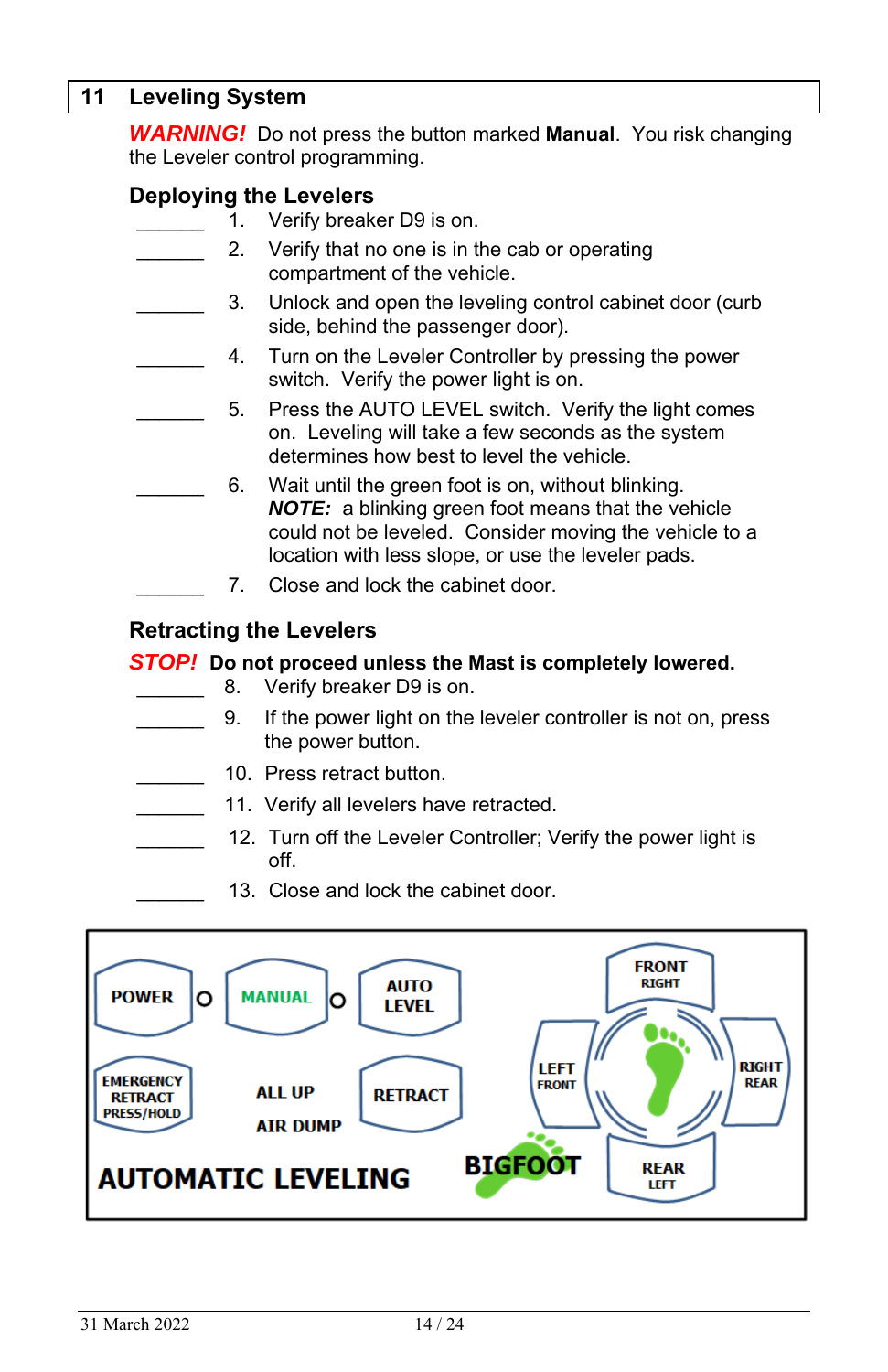# 11 Leveling System

***WARNING!*** Do not press the button marked **Manual**. You risk changing the Leveler control programming.

## Deploying the Levelers

_______ 1. Verify breaker D9 is on.

_______ 2. Verify that no one is in the cab or operating compartment of the vehicle.

_______ 3. Unlock and open the leveling control cabinet door (curb side, behind the passenger door).

_______ 4. Turn on the Leveler Controller by pressing the power switch. Verify the power light is on.

_______ 5. Press the AUTO LEVEL switch. Verify the light comes on. Leveling will take a few seconds as the system determines how best to level the vehicle.

_______ 6. Wait until the green foot is on, without blinking.
***NOTE:*** a blinking green foot means that the vehicle could not be leveled. Consider moving the vehicle to a location with less slope, or use the leveler pads.

_______ 7. Close and lock the cabinet door.

## Retracting the Levelers

***STOP!*** **Do not proceed unless the Mast is completely lowered.**

_______ 8. Verify breaker D9 is on.

_______ 9. If the power light on the leveler controller is not on, press the power button.

_______ 10. Press retract button.

_______ 11. Verify all levelers have retracted.

_______ 12. Turn off the Leveler Controller; Verify the power light is off.

_______ 13. Close and lock the cabinet door.

POWER | MANUAL | AUTO LEVEL | FRONT RIGHT
EMERGENCY RETRACT PRESS/HOLD | ALL UP | AIR DUMP | RETRACT | LEFT FRONT | RIGHT REAR | REAR LEFT
AUTOMATIC LEVELING | BIGFOOT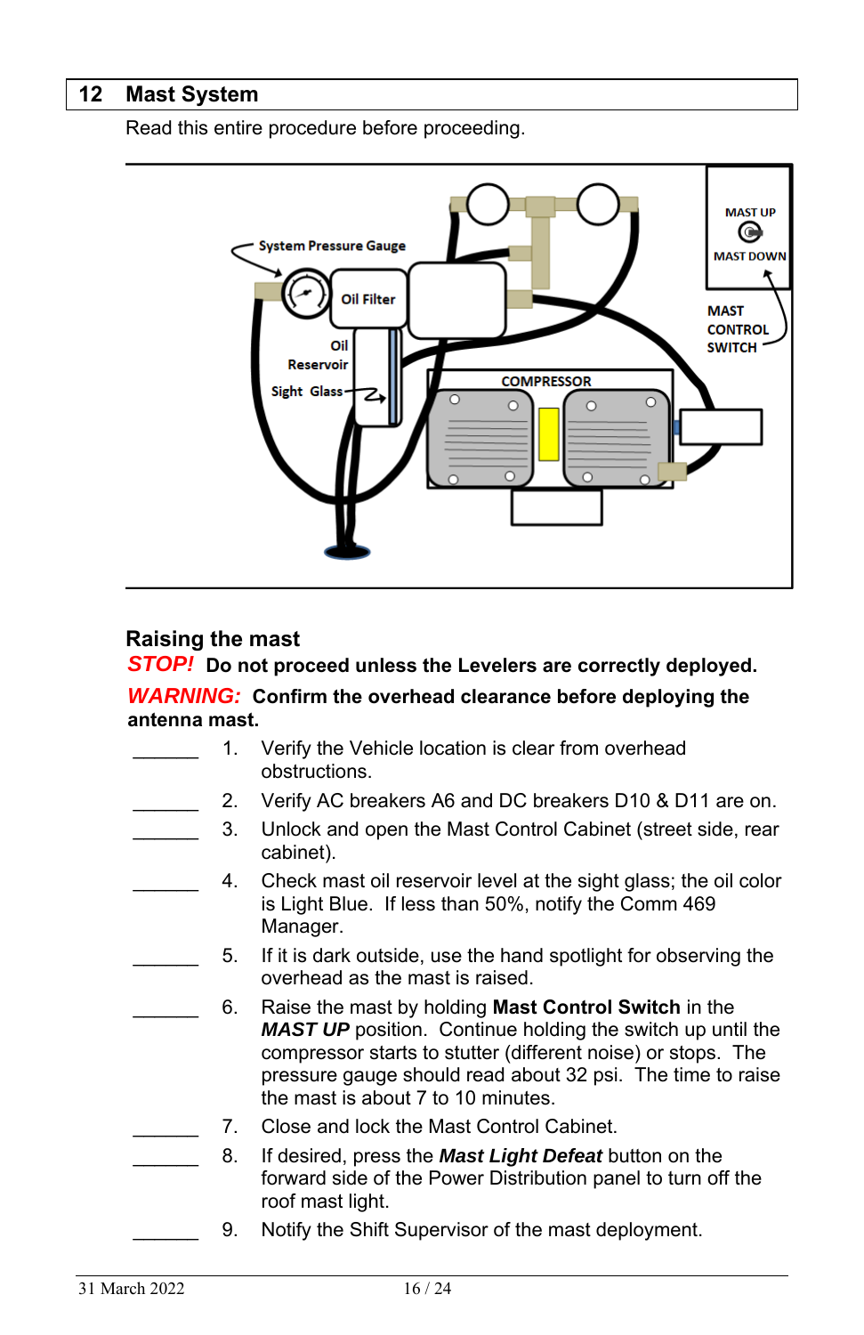## 12 Mast System

Read this entire procedure before proceeding.

System Pressure Gauge

Oil Filter

Oil Reservoir Sight Glass

COMPRESSOR

MAST UP

MAST DOWN

MAST CONTROL SWITCH

### Raising the mast

***STOP!*** **Do not proceed unless the Levelers are correctly deployed.**

***WARNING:*** **Confirm the overhead clearance before deploying the antenna mast.**

______ 1. Verify the Vehicle location is clear from overhead obstructions.

______ 2. Verify AC breakers A6 and DC breakers D10 & D11 are on.

______ 3. Unlock and open the Mast Control Cabinet (street side, rear cabinet).

______ 4. Check mast oil reservoir level at the sight glass; the oil color is Light Blue. If less than 50%, notify the Comm 469 Manager.

______ 5. If it is dark outside, use the hand spotlight for observing the overhead as the mast is raised.

______ 6. Raise the mast by holding **Mast Control Switch** in the ***MAST UP*** position. Continue holding the switch up until the compressor starts to stutter (different noise) or stops. The pressure gauge should read about 32 psi. The time to raise the mast is about 7 to 10 minutes.

______ 7. Close and lock the Mast Control Cabinet.

______ 8. If desired, press the ***Mast Light Defeat*** button on the forward side of the Power Distribution panel to turn off the roof mast light.

______ 9. Notify the Shift Supervisor of the mast deployment.

31 March 2022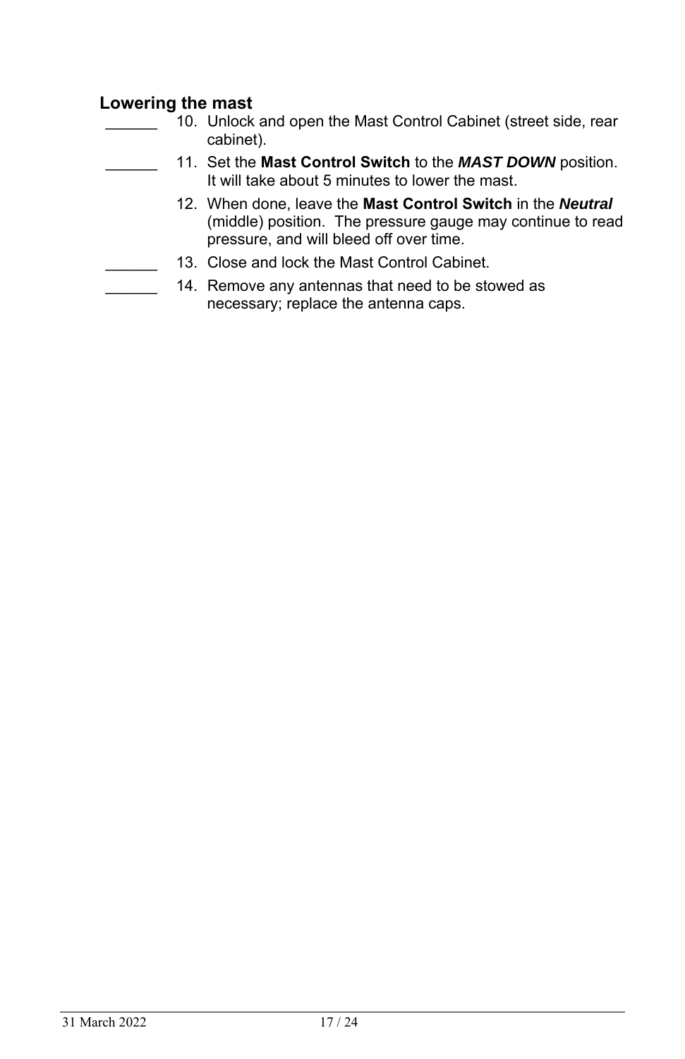### Lowering the mast

______ 10. Unlock and open the Mast Control Cabinet (street side, rear cabinet).

______ 11. Set the **Mast Control Switch** to the ***MAST DOWN*** position. It will take about 5 minutes to lower the mast.

12. When done, leave the **Mast Control Switch** in the ***Neutral*** (middle) position. The pressure gauge may continue to read pressure, and will bleed off over time.

______ 13. Close and lock the Mast Control Cabinet.

______ 14. Remove any antennas that need to be stowed as necessary; replace the antenna caps.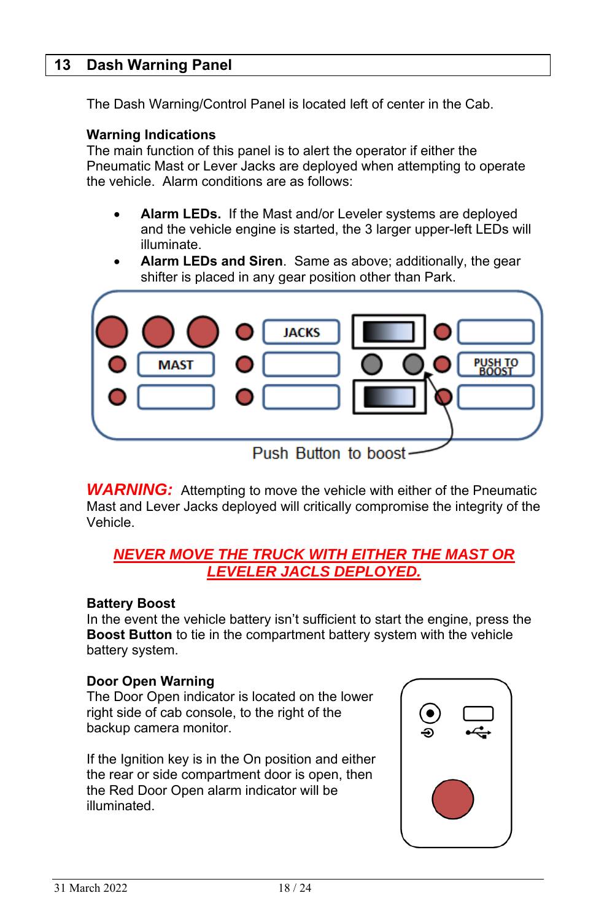## 13 Dash Warning Panel

The Dash Warning/Control Panel is located left of center in the Cab.

**Warning Indications**
The main function of this panel is to alert the operator if either the Pneumatic Mast or Lever Jacks are deployed when attempting to operate the vehicle. Alarm conditions are as follows:

- **Alarm LEDs.** If the Mast and/or Leveler systems are deployed and the vehicle engine is started, the 3 larger upper-left LEDs will illuminate.
- **Alarm LEDs and Siren**. Same as above; additionally, the gear shifter is placed in any gear position other than Park.

JACKS

MAST

PUSH TO BOOST

Push Button to boost

***WARNING:*** Attempting to move the vehicle with either of the Pneumatic Mast and Lever Jacks deployed will critically compromise the integrity of the Vehicle.

***NEVER MOVE THE TRUCK WITH EITHER THE MAST OR LEVELER JACLS DEPLOYED.***

**Battery Boost**
In the event the vehicle battery isn't sufficient to start the engine, press the **Boost Button** to tie in the compartment battery system with the vehicle battery system.

**Door Open Warning**
The Door Open indicator is located on the lower right side of cab console, to the right of the backup camera monitor.

If the Ignition key is in the On position and either the rear or side compartment door is open, then the Red Door Open alarm indicator will be illuminated.

31 March 2022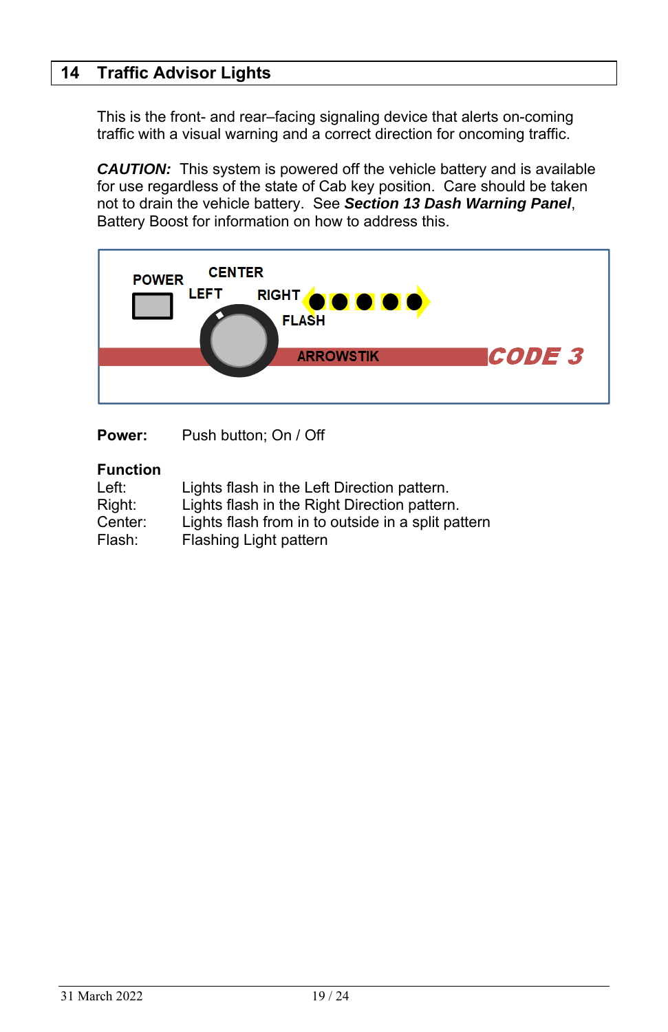# 14 Traffic Advisor Lights

This is the front- and rear–facing signaling device that alerts on-coming traffic with a visual warning and a correct direction for oncoming traffic.

***CAUTION:*** This system is powered off the vehicle battery and is available for use regardless of the state of Cab key position. Care should be taken not to drain the vehicle battery. See ***Section 13 Dash Warning Panel***, Battery Boost for information on how to address this.

POWER CENTER LEFT RIGHT FLASH ARROWSTIK CODE 3

**Power:** Push button; On / Off

**Function**

| | |
|---|---|
| Left: | Lights flash in the Left Direction pattern. |
| Right: | Lights flash in the Right Direction pattern. |
| Center: | Lights flash from in to outside in a split pattern |
| Flash: | Flashing Light pattern |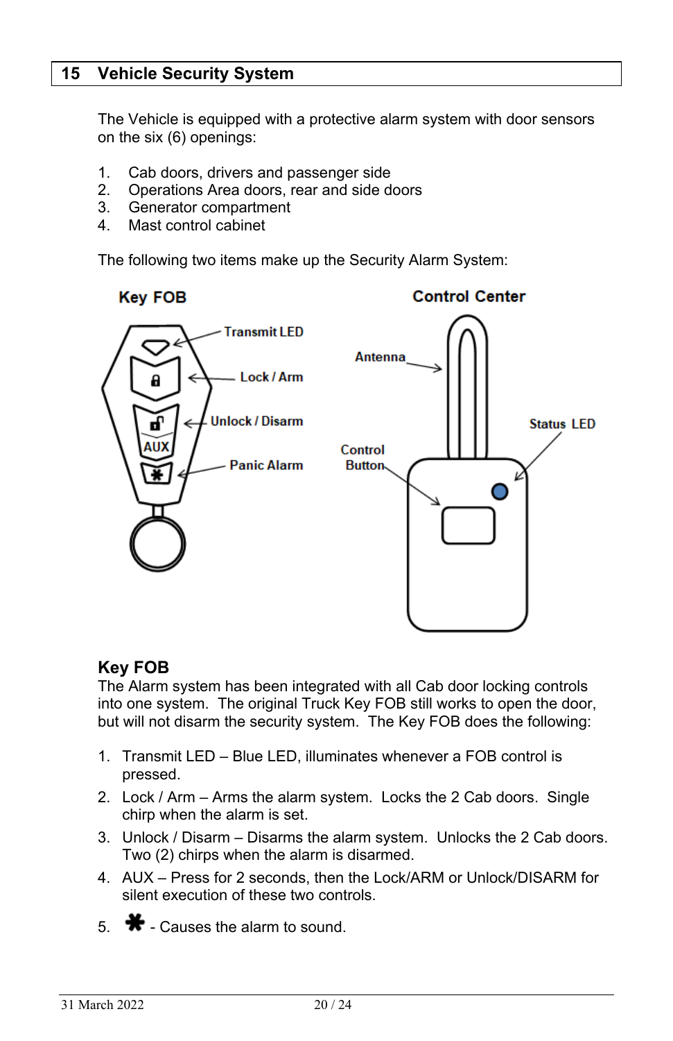## 15 Vehicle Security System

The Vehicle is equipped with a protective alarm system with door sensors on the six (6) openings:

1. Cab doors, drivers and passenger side
2. Operations Area doors, rear and side doors
3. Generator compartment
4. Mast control cabinet

The following two items make up the Security Alarm System:

Key FOB

Transmit LED

Lock / Arm

Unlock / Disarm

Panic Alarm

Control Center

Antenna

Status LED

Control Button

### Key FOB

The Alarm system has been integrated with all Cab door locking controls into one system. The original Truck Key FOB still works to open the door, but will not disarm the security system. The Key FOB does the following:

1. Transmit LED – Blue LED, illuminates whenever a FOB control is pressed.
2. Lock / Arm – Arms the alarm system. Locks the 2 Cab doors. Single chirp when the alarm is set.
3. Unlock / Disarm – Disarms the alarm system. Unlocks the 2 Cab doors. Two (2) chirps when the alarm is disarmed.
4. AUX – Press for 2 seconds, then the Lock/ARM or Unlock/DISARM for silent execution of these two controls.
5. ✱ - Causes the alarm to sound.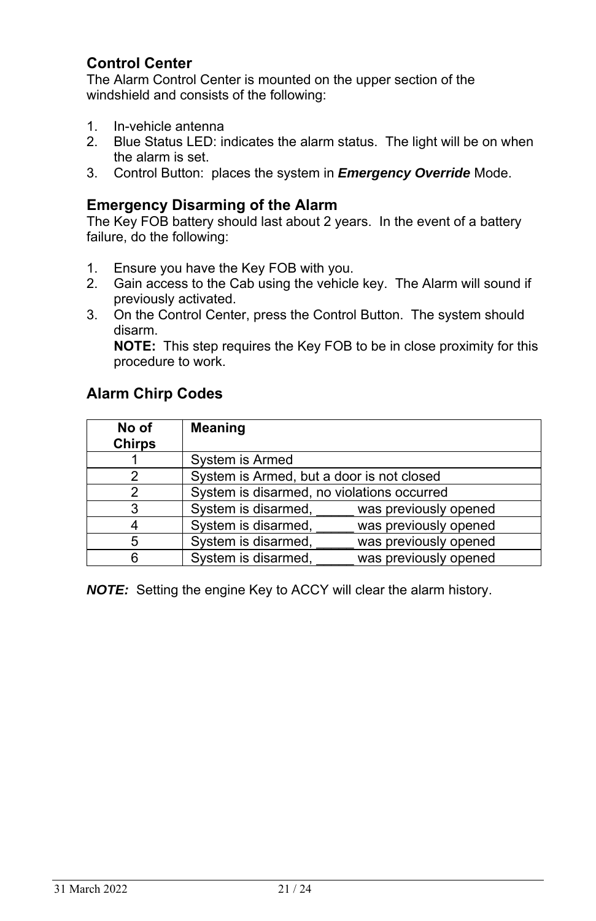## Control Center

The Alarm Control Center is mounted on the upper section of the windshield and consists of the following:

1. In-vehicle antenna
2. Blue Status LED: indicates the alarm status. The light will be on when the alarm is set.
3. Control Button: places the system in ***Emergency Override*** Mode.

## Emergency Disarming of the Alarm

The Key FOB battery should last about 2 years. In the event of a battery failure, do the following:

1. Ensure you have the Key FOB with you.
2. Gain access to the Cab using the vehicle key. The Alarm will sound if previously activated.
3. On the Control Center, press the Control Button. The system should disarm.
   **NOTE:** This step requires the Key FOB to be in close proximity for this procedure to work.

## Alarm Chirp Codes

| No of Chirps | Meaning |
|---|---|
| 1 | System is Armed |
| 2 | System is Armed, but a door is not closed |
| 2 | System is disarmed, no violations occurred |
| 3 | System is disarmed, _____ was previously opened |
| 4 | System is disarmed, _____ was previously opened |
| 5 | System is disarmed, _____ was previously opened |
| 6 | System is disarmed, _____ was previously opened |

***NOTE:*** Setting the engine Key to ACCY will clear the alarm history.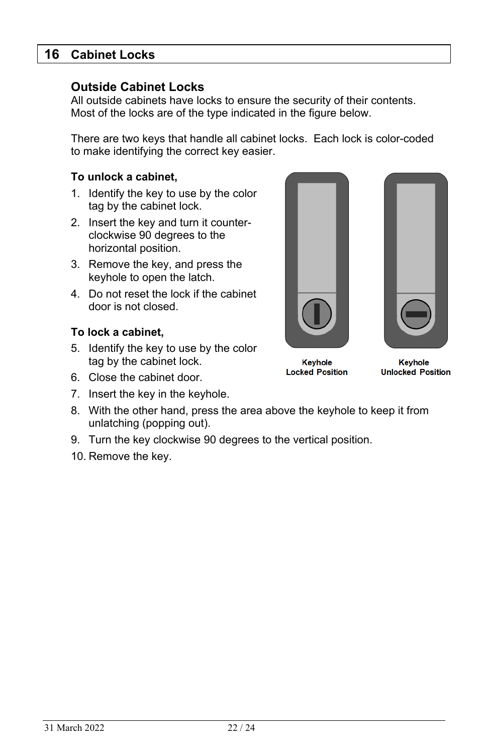# 16 Cabinet Locks

## Outside Cabinet Locks

All outside cabinets have locks to ensure the security of their contents. Most of the locks are of the type indicated in the figure below.

There are two keys that handle all cabinet locks. Each lock is color-coded to make identifying the correct key easier.

**To unlock a cabinet,**

1. Identify the key to use by the color tag by the cabinet lock.
2. Insert the key and turn it counter-clockwise 90 degrees to the horizontal position.
3. Remove the key, and press the keyhole to open the latch.
4. Do not reset the lock if the cabinet door is not closed.

Keyhole Locked Position

Keyhole Unlocked Position

**To lock a cabinet,**

5. Identify the key to use by the color tag by the cabinet lock.
6. Close the cabinet door.
7. Insert the key in the keyhole.
8. With the other hand, press the area above the keyhole to keep it from unlatching (popping out).
9. Turn the key clockwise 90 degrees to the vertical position.
10. Remove the key.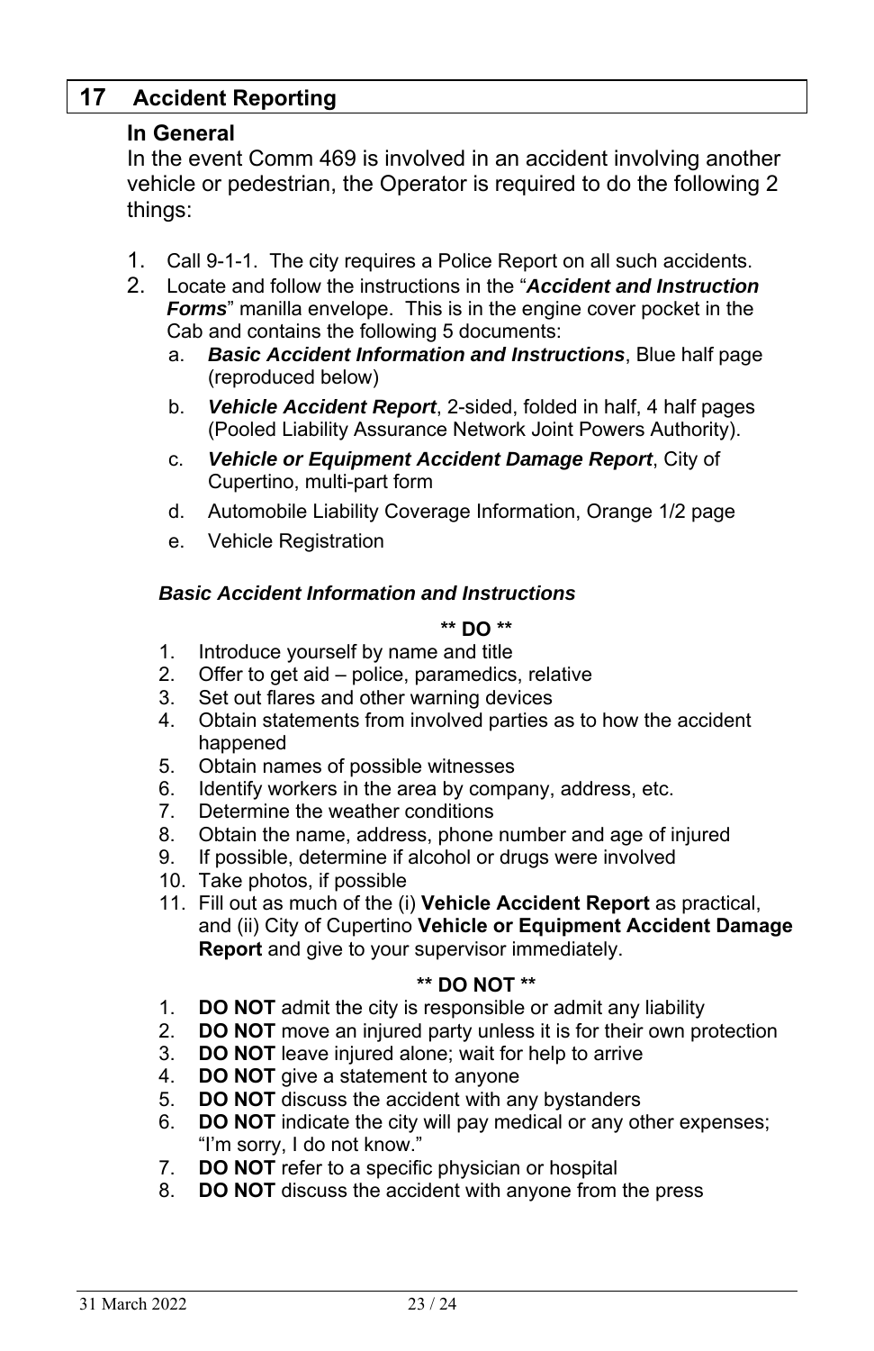## 17 Accident Reporting

### In General

In the event Comm 469 is involved in an accident involving another vehicle or pedestrian, the Operator is required to do the following 2 things:

1. Call 9-1-1. The city requires a Police Report on all such accidents.
2. Locate and follow the instructions in the "***Accident and Instruction Forms***" manilla envelope. This is in the engine cover pocket in the Cab and contains the following 5 documents:
   a. ***Basic Accident Information and Instructions***, Blue half page (reproduced below)
   b. ***Vehicle Accident Report***, 2-sided, folded in half, 4 half pages (Pooled Liability Assurance Network Joint Powers Authority).
   c. ***Vehicle or Equipment Accident Damage Report***, City of Cupertino, multi-part form
   d. Automobile Liability Coverage Information, Orange 1/2 page
   e. Vehicle Registration

#### *Basic Accident Information and Instructions*

**\*\* DO \*\***

1. Introduce yourself by name and title
2. Offer to get aid – police, paramedics, relative
3. Set out flares and other warning devices
4. Obtain statements from involved parties as to how the accident happened
5. Obtain names of possible witnesses
6. Identify workers in the area by company, address, etc.
7. Determine the weather conditions
8. Obtain the name, address, phone number and age of injured
9. If possible, determine if alcohol or drugs were involved
10. Take photos, if possible
11. Fill out as much of the (i) **Vehicle Accident Report** as practical, and (ii) City of Cupertino **Vehicle or Equipment Accident Damage Report** and give to your supervisor immediately.

**\*\* DO NOT \*\***

1. **DO NOT** admit the city is responsible or admit any liability
2. **DO NOT** move an injured party unless it is for their own protection
3. **DO NOT** leave injured alone; wait for help to arrive
4. **DO NOT** give a statement to anyone
5. **DO NOT** discuss the accident with any bystanders
6. **DO NOT** indicate the city will pay medical or any other expenses; "I'm sorry, I do not know."
7. **DO NOT** refer to a specific physician or hospital
8. **DO NOT** discuss the accident with anyone from the press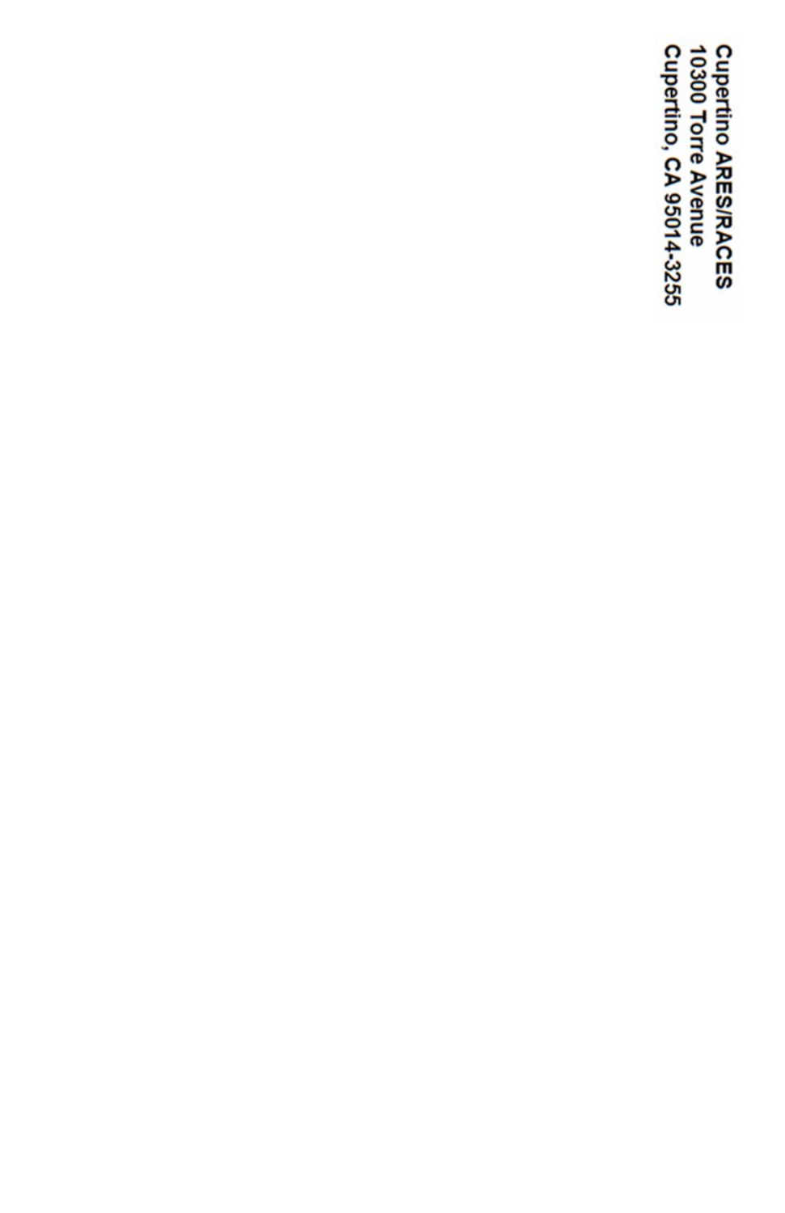Cupertino ARES/RACES
10300 Torre Avenue
Cupertino, CA 95014-3255